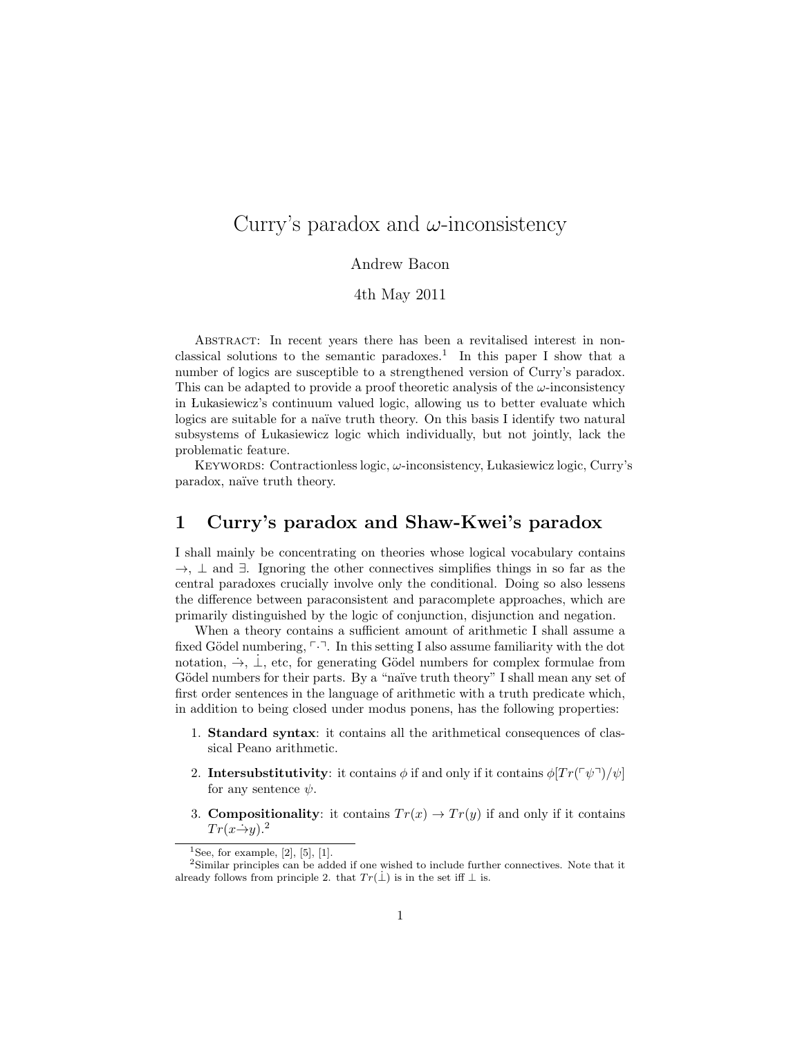# Curry's paradox and $\omega$-inconsistency

Andrew Bacon

4th May 2011

Abstract: In recent years there has been a revitalised interest in non-classical solutions to the semantic paradoxes.[1] In this paper I show that a number of logics are susceptible to a strengthened version of Curry's paradox. This can be adapted to provide a proof theoretic analysis of the $\omega$-inconsistency in Łukasiewicz's continuum valued logic, allowing us to better evaluate which logics are suitable for a naïve truth theory. On this basis I identify two natural subsystems of Łukasiewicz logic which individually, but not jointly, lack the problematic feature.

Keywords: Contractionless logic, $\omega$-inconsistency, Łukasiewicz logic, Curry's paradox, naïve truth theory.

## 1 Curry's paradox and Shaw-Kwei's paradox

I shall mainly be concentrating on theories whose logical vocabulary contains $\to$, $\bot$ and $\exists$. Ignoring the other connectives simplifies things in so far as the central paradoxes crucially involve only the conditional. Doing so also lessens the difference between paraconsistent and paracomplete approaches, which are primarily distinguished by the logic of conjunction, disjunction and negation.

When a theory contains a sufficient amount of arithmetic I shall assume a fixed Gödel numbering, $\ulcorner \cdot \urcorner$. In this setting I also assume familiarity with the dot notation, $\dot{\to}$, $\dot{\bot}$, etc, for generating Gödel numbers for complex formulae from Gödel numbers for their parts. By a "naïve truth theory" I shall mean any set of first order sentences in the language of arithmetic with a truth predicate which, in addition to being closed under modus ponens, has the following properties:

1. **Standard syntax**: it contains all the arithmetical consequences of classical Peano arithmetic.
2. **Intersubstitutivity**: it contains $\phi$ if and only if it contains $\phi[Tr(\ulcorner\psi\urcorner)/\psi]$ for any sentence $\psi$.
3. **Compositionality**: it contains $Tr(x) \to Tr(y)$ if and only if it contains $Tr(x \dot{\to} y)$.[2]

[1] See, for example, [2], [5], [1].

[2] Similar principles can be added if one wished to include further connectives. Note that it already follows from principle 2. that $Tr(\dot{\bot})$ is in the set iff $\bot$ is.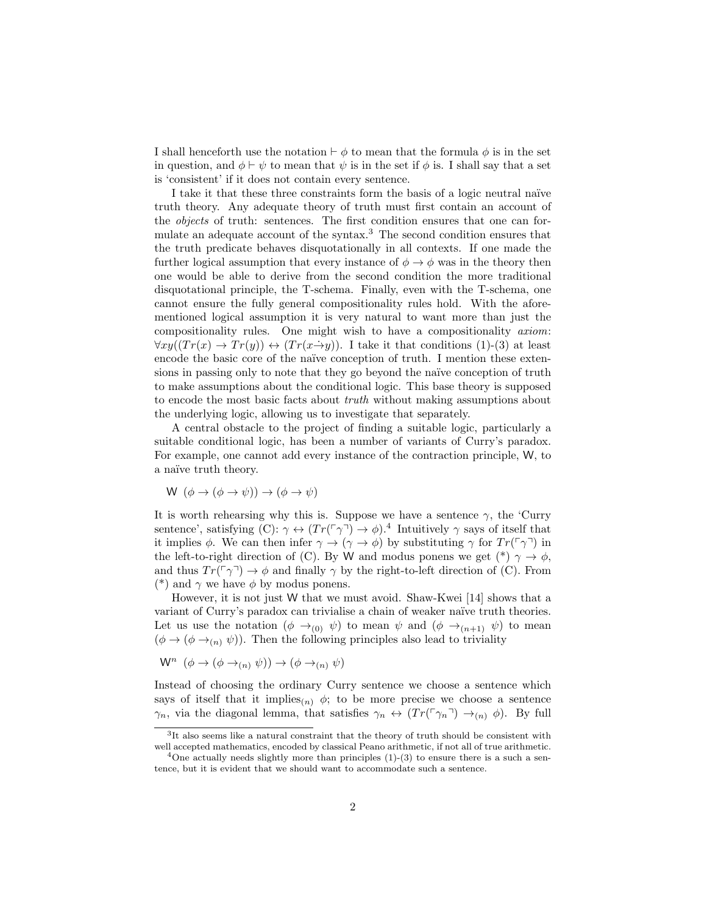I shall henceforth use the notation $\vdash \phi$ to mean that the formula $\phi$ is in the set in question, and $\phi \vdash \psi$ to mean that $\psi$ is in the set if $\phi$ is. I shall say that a set is 'consistent' if it does not contain every sentence.

I take it that these three constraints form the basis of a logic neutral naïve truth theory. Any adequate theory of truth must first contain an account of the *objects* of truth: sentences. The first condition ensures that one can formulate an adequate account of the syntax.[3] The second condition ensures that the truth predicate behaves disquotationally in all contexts. If one made the further logical assumption that every instance of $\phi \to \phi$ was in the theory then one would be able to derive from the second condition the more traditional disquotational principle, the T-schema. Finally, even with the T-schema, one cannot ensure the fully general compositionality rules hold. With the aforementioned logical assumption it is very natural to want more than just the compositionality rules. One might wish to have a compositionality *axiom*: $\forall xy((Tr(x) \to Tr(y)) \leftrightarrow (Tr(x \dot{\to} y))$. I take it that conditions (1)-(3) at least encode the basic core of the naïve conception of truth. I mention these extensions in passing only to note that they go beyond the naïve conception of truth to make assumptions about the conditional logic. This base theory is supposed to encode the most basic facts about *truth* without making assumptions about the underlying logic, allowing us to investigate that separately.

A central obstacle to the project of finding a suitable logic, particularly a suitable conditional logic, has been a number of variants of Curry's paradox. For example, one cannot add every instance of the contraction principle, W, to a naïve truth theory.

W $(\phi \to (\phi \to \psi)) \to (\phi \to \psi)$

It is worth rehearsing why this is. Suppose we have a sentence $\gamma$, the 'Curry sentence', satisfying (C): $\gamma \leftrightarrow (Tr(\ulcorner\gamma\urcorner) \to \phi)$.[4] Intuitively $\gamma$ says of itself that it implies $\phi$. We can then infer $\gamma \to (\gamma \to \phi)$ by substituting $\gamma$ for $Tr(\ulcorner\gamma\urcorner)$ in the left-to-right direction of (C). By W and modus ponens we get (*) $\gamma \to \phi$, and thus $Tr(\ulcorner\gamma\urcorner) \to \phi$ and finally $\gamma$ by the right-to-left direction of (C). From (*) and $\gamma$ we have $\phi$ by modus ponens.

However, it is not just W that we must avoid. Shaw-Kwei [14] shows that a variant of Curry's paradox can trivialise a chain of weaker naïve truth theories. Let us use the notation $(\phi \to_{(0)} \psi)$ to mean $\psi$ and $(\phi \to_{(n+1)} \psi)$ to mean $(\phi \to (\phi \to_{(n)} \psi))$. Then the following principles also lead to triviality

$\mathsf{W}^n$ $(\phi \to (\phi \to_{(n)} \psi)) \to (\phi \to_{(n)} \psi)$

Instead of choosing the ordinary Curry sentence we choose a sentence which says of itself that it implies$_{(n)}$ $\phi$; to be more precise we choose a sentence $\gamma_n$, via the diagonal lemma, that satisfies $\gamma_n \leftrightarrow (Tr(\ulcorner\gamma_n\urcorner) \to_{(n)} \phi)$. By full

[3] It also seems like a natural constraint that the theory of truth should be consistent with well accepted mathematics, encoded by classical Peano arithmetic, if not all of true arithmetic.

[4] One actually needs slightly more than principles (1)-(3) to ensure there is a such a sentence, but it is evident that we should want to accommodate such a sentence.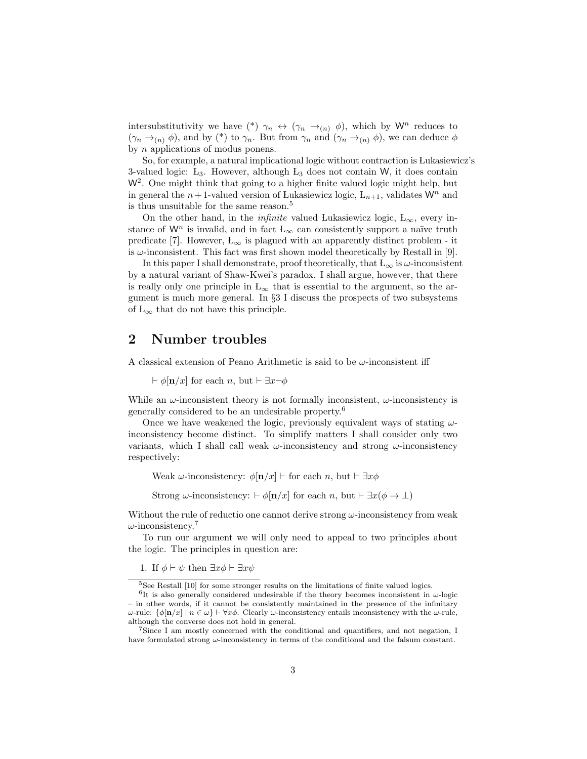intersubstitutivity we have (*) $\gamma_n \leftrightarrow (\gamma_n \to_{(n)} \phi)$, which by $\mathsf{W}^n$ reduces to $(\gamma_n \to_{(n)} \phi)$, and by (*) to $\gamma_n$. But from $\gamma_n$ and $(\gamma_n \to_{(n)} \phi)$, we can deduce $\phi$ by $n$ applications of modus ponens.

So, for example, a natural implicational logic without contraction is Łukasiewicz's 3-valued logic: Ł$_3$. However, although Ł$_3$ does not contain $\mathsf{W}$, it does contain $\mathsf{W}^2$. One might think that going to a higher finite valued logic might help, but in general the $n+1$-valued version of Łukasiewicz logic, Ł$_{n+1}$, validates $\mathsf{W}^n$ and is thus unsuitable for the same reason.[5]

On the other hand, in the *infinite* valued Łukasiewicz logic, Ł$_\infty$, every instance of $\mathsf{W}^n$ is invalid, and in fact Ł$_\infty$ can consistently support a naïve truth predicate [7]. However, Ł$_\infty$ is plagued with an apparently distinct problem - it is $\omega$-inconsistent. This fact was first shown model theoretically by Restall in [9].

In this paper I shall demonstrate, proof theoretically, that Ł$_\infty$ is $\omega$-inconsistent by a natural variant of Shaw-Kwei's paradox. I shall argue, however, that there is really only one principle in Ł$_\infty$ that is essential to the argument, so the argument is much more general. In §3 I discuss the prospects of two subsystems of Ł$_\infty$ that do not have this principle.

## 2 Number troubles

A classical extension of Peano Arithmetic is said to be $\omega$-inconsistent iff

$\vdash \phi[\mathbf{n}/x]$ for each $n$, but $\vdash \exists x \neg\phi$

While an $\omega$-inconsistent theory is not formally inconsistent, $\omega$-inconsistency is generally considered to be an undesirable property.[6]

Once we have weakened the logic, previously equivalent ways of stating $\omega$-inconsistency become distinct. To simplify matters I shall consider only two variants, which I shall call weak $\omega$-inconsistency and strong $\omega$-inconsistency respectively:

Weak $\omega$-inconsistency: $\phi[\mathbf{n}/x] \vdash$ for each $n$, but $\vdash \exists x\phi$

Strong $\omega$-inconsistency: $\vdash \phi[\mathbf{n}/x]$ for each $n$, but $\vdash \exists x(\phi \to \bot)$

Without the rule of reductio one cannot derive strong $\omega$-inconsistency from weak $\omega$-inconsistency.[7]

To run our argument we will only need to appeal to two principles about the logic. The principles in question are:

1. If $\phi \vdash \psi$ then $\exists x\phi \vdash \exists x\psi$

---

[5] See Restall [10] for some stronger results on the limitations of finite valued logics.

[6] It is also generally considered undesirable if the theory becomes inconsistent in $\omega$-logic – in other words, if it cannot be consistently maintained in the presence of the infinitary $\omega$-rule: $\{\phi[\mathbf{n}/x] \mid n \in \omega\} \vdash \forall x\phi$. Clearly $\omega$-inconsistency entails inconsistency with the $\omega$-rule, although the converse does not hold in general.

[7] Since I am mostly concerned with the conditional and quantifiers, and not negation, I have formulated strong $\omega$-inconsistency in terms of the conditional and the falsum constant.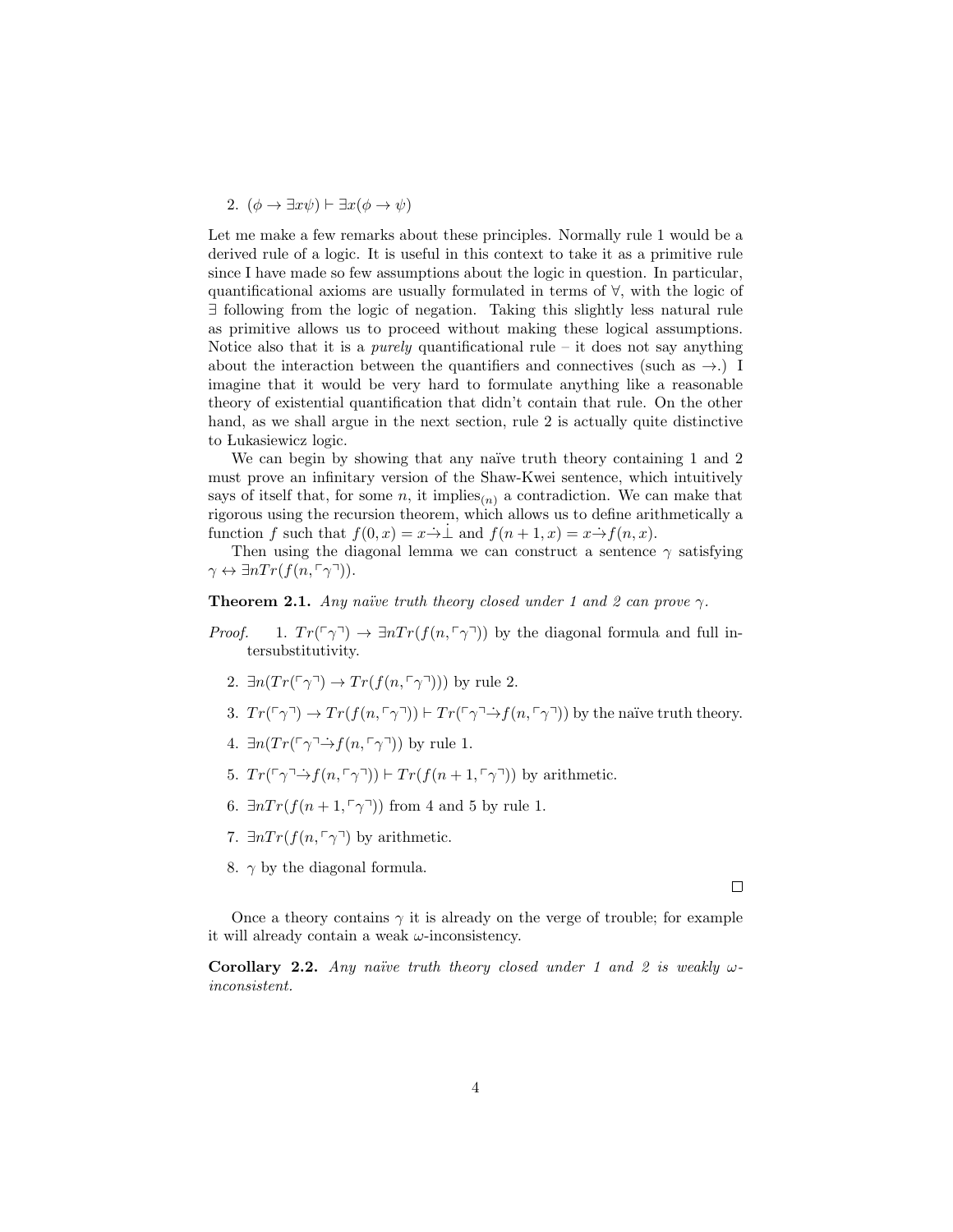2. $(\phi \to \exists x\psi) \vdash \exists x(\phi \to \psi)$

Let me make a few remarks about these principles. Normally rule 1 would be a derived rule of a logic. It is useful in this context to take it as a primitive rule since I have made so few assumptions about the logic in question. In particular, quantificational axioms are usually formulated in terms of $\forall$, with the logic of $\exists$ following from the logic of negation. Taking this slightly less natural rule as primitive allows us to proceed without making these logical assumptions. Notice also that it is a *purely* quantificational rule – it does not say anything about the interaction between the quantifiers and connectives (such as $\to$.) I imagine that it would be very hard to formulate anything like a reasonable theory of existential quantification that didn't contain that rule. On the other hand, as we shall argue in the next section, rule 2 is actually quite distinctive to Łukasiewicz logic.

We can begin by showing that any naïve truth theory containing 1 and 2 must prove an infinitary version of the Shaw-Kwei sentence, which intuitively says of itself that, for some $n$, it implies$_{(n)}$ a contradiction. We can make that rigorous using the recursion theorem, which allows us to define arithmetically a function $f$ such that $f(0, x) = x \dot{\to} \dot{\bot}$ and $f(n + 1, x) = x \dot{\to} f(n, x)$.

Then using the diagonal lemma we can construct a sentence $\gamma$ satisfying $\gamma \leftrightarrow \exists n Tr(f(n, \ulcorner\gamma\urcorner))$.

**Theorem 2.1.** *Any naïve truth theory closed under 1 and 2 can prove $\gamma$.*

*Proof.*

1. $Tr(\ulcorner\gamma\urcorner) \to \exists n Tr(f(n, \ulcorner\gamma\urcorner))$ by the diagonal formula and full intersubstitutivity.
2. $\exists n(Tr(\ulcorner\gamma\urcorner) \to Tr(f(n, \ulcorner\gamma\urcorner)))$ by rule 2.
3. $Tr(\ulcorner\gamma\urcorner) \to Tr(f(n, \ulcorner\gamma\urcorner)) \vdash Tr(\ulcorner\gamma\urcorner \dot{\to} f(n, \ulcorner\gamma\urcorner))$ by the naïve truth theory.
4. $\exists n(Tr(\ulcorner\gamma\urcorner \dot{\to} f(n, \ulcorner\gamma\urcorner))$ by rule 1.
5. $Tr(\ulcorner\gamma\urcorner \dot{\to} f(n, \ulcorner\gamma\urcorner)) \vdash Tr(f(n + 1, \ulcorner\gamma\urcorner))$ by arithmetic.
6. $\exists n Tr(f(n + 1, \ulcorner\gamma\urcorner))$ from 4 and 5 by rule 1.
7. $\exists n Tr(f(n, \ulcorner\gamma\urcorner)$ by arithmetic.
8. $\gamma$ by the diagonal formula.

□

Once a theory contains $\gamma$ it is already on the verge of trouble; for example it will already contain a weak $\omega$-inconsistency.

**Corollary 2.2.** *Any naïve truth theory closed under 1 and 2 is weakly $\omega$-inconsistent.*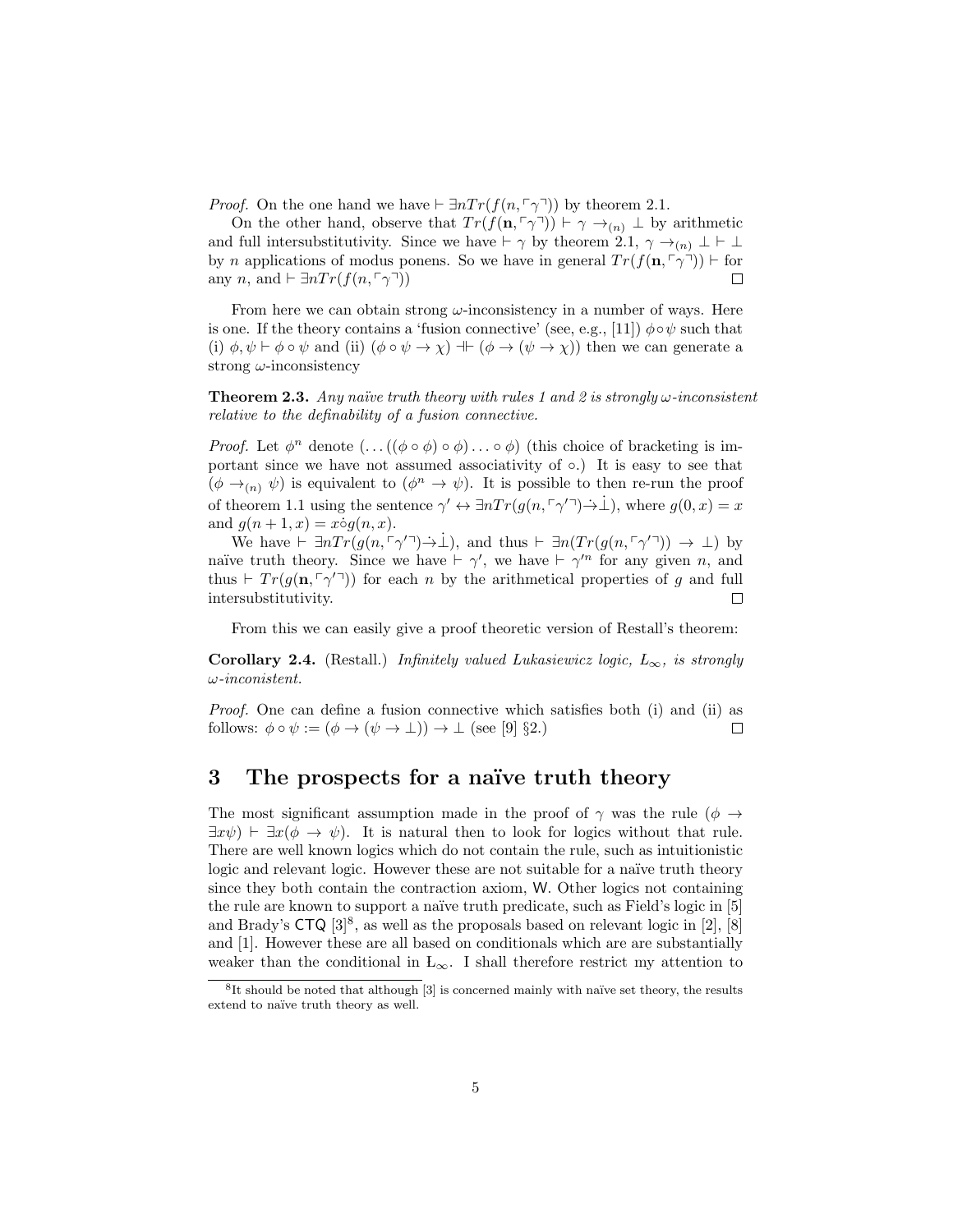*Proof.* On the one hand we have $\vdash \exists n Tr(f(n, \ulcorner\gamma\urcorner))$ by theorem 2.1.

On the other hand, observe that $Tr(f(\mathbf{n}, \ulcorner\gamma\urcorner)) \vdash \gamma \rightarrow_{(n)} \bot$ by arithmetic and full intersubstitutivity. Since we have $\vdash \gamma$ by theorem 2.1, $\gamma \rightarrow_{(n)} \bot \vdash \bot$ by $n$ applications of modus ponens. So we have in general $Tr(f(\mathbf{n}, \ulcorner\gamma\urcorner)) \vdash$ for any $n$, and $\vdash \exists n Tr(f(n, \ulcorner\gamma\urcorner))$ □

From here we can obtain strong $\omega$-inconsistency in a number of ways. Here is one. If the theory contains a 'fusion connective' (see, e.g., [11]) $\phi \circ \psi$ such that (i) $\phi, \psi \vdash \phi \circ \psi$ and (ii) $(\phi \circ \psi \rightarrow \chi) \dashv\vdash (\phi \rightarrow (\psi \rightarrow \chi))$ then we can generate a strong $\omega$-inconsistency

**Theorem 2.3.** *Any naïve truth theory with rules 1 and 2 is strongly $\omega$-inconsistent relative to the definability of a fusion connective.*

*Proof.* Let $\phi^n$ denote $(\ldots((\phi \circ \phi) \circ \phi) \ldots \circ \phi)$ (this choice of bracketing is important since we have not assumed associativity of $\circ$.) It is easy to see that $(\phi \rightarrow_{(n)} \psi)$ is equivalent to $(\phi^n \rightarrow \psi)$. It is possible to then re-run the proof of theorem 1.1 using the sentence $\gamma' \leftrightarrow \exists n Tr(g(n, \ulcorner\gamma'\urcorner)\dot{\rightarrow}\dot{\bot})$, where $g(0, x) = x$ and $g(n+1, x) = x \dot{\circ} g(n, x)$.

We have $\vdash \exists n Tr(g(n, \ulcorner\gamma'\urcorner)\dot{\rightarrow}\dot{\bot})$, and thus $\vdash \exists n(Tr(g(n, \ulcorner\gamma'\urcorner)) \rightarrow \bot)$ by naïve truth theory. Since we have $\vdash \gamma'$, we have $\vdash \gamma'^n$ for any given $n$, and thus $\vdash Tr(g(\mathbf{n}, \ulcorner\gamma'\urcorner))$ for each $n$ by the arithmetical properties of $g$ and full intersubstitutivity. □

From this we can easily give a proof theoretic version of Restall's theorem:

**Corollary 2.4.** (Restall.) *Infinitely valued Lukasiewicz logic, $L_\infty$, is strongly $\omega$-inconistent.*

*Proof.* One can define a fusion connective which satisfies both (i) and (ii) as follows: $\phi \circ \psi := (\phi \rightarrow (\psi \rightarrow \bot)) \rightarrow \bot$ (see [9] §2.) □

# 3 The prospects for a naïve truth theory

The most significant assumption made in the proof of $\gamma$ was the rule $(\phi \rightarrow \exists x\psi) \vdash \exists x(\phi \rightarrow \psi)$. It is natural then to look for logics without that rule. There are well known logics which do not contain the rule, such as intuitionistic logic and relevant logic. However these are not suitable for a naïve truth theory since they both contain the contraction axiom, W. Other logics not containing the rule are known to support a naïve truth predicate, such as Field's logic in [5] and Brady's CTQ [3][8], as well as the proposals based on relevant logic in [2], [8] and [1]. However these are all based on conditionals which are are substantially weaker than the conditional in $L_\infty$. I shall therefore restrict my attention to

[8] It should be noted that although [3] is concerned mainly with naïve set theory, the results extend to naïve truth theory as well.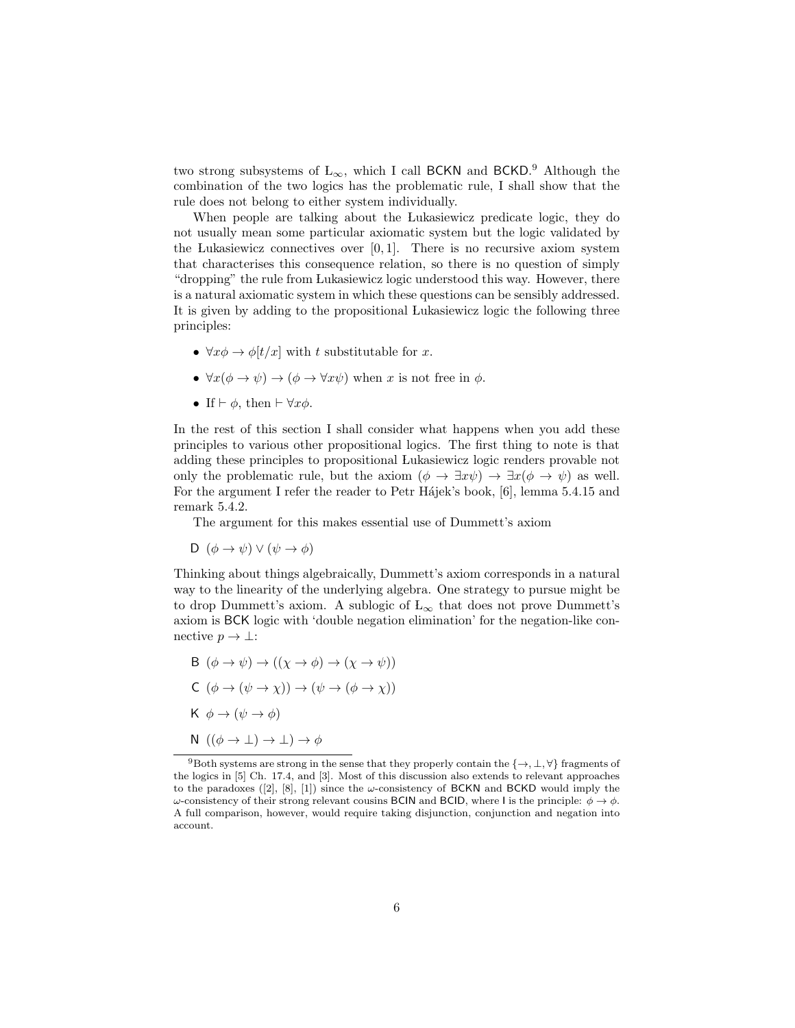two strong subsystems of $Ł_\infty$, which I call BCKN and BCKD.[9] Although the combination of the two logics has the problematic rule, I shall show that the rule does not belong to either system individually.

When people are talking about the Łukasiewicz predicate logic, they do not usually mean some particular axiomatic system but the logic validated by the Łukasiewicz connectives over $[0, 1]$. There is no recursive axiom system that characterises this consequence relation, so there is no question of simply "dropping" the rule from Łukasiewicz logic understood this way. However, there is a natural axiomatic system in which these questions can be sensibly addressed. It is given by adding to the propositional Łukasiewicz logic the following three principles:

- $\forall x\phi \rightarrow \phi[t/x]$ with $t$ substitutable for $x$.
- $\forall x(\phi \rightarrow \psi) \rightarrow (\phi \rightarrow \forall x\psi)$ when $x$ is not free in $\phi$.
- If $\vdash \phi$, then $\vdash \forall x\phi$.

In the rest of this section I shall consider what happens when you add these principles to various other propositional logics. The first thing to note is that adding these principles to propositional Łukasiewicz logic renders provable not only the problematic rule, but the axiom $(\phi \rightarrow \exists x\psi) \rightarrow \exists x(\phi \rightarrow \psi)$ as well. For the argument I refer the reader to Petr Hájek's book, [6], lemma 5.4.15 and remark 5.4.2.

The argument for this makes essential use of Dummett's axiom

D $(\phi \rightarrow \psi) \vee (\psi \rightarrow \phi)$

Thinking about things algebraically, Dummett's axiom corresponds in a natural way to the linearity of the underlying algebra. One strategy to pursue might be to drop Dummett's axiom. A sublogic of $Ł_\infty$ that does not prove Dummett's axiom is BCK logic with 'double negation elimination' for the negation-like connective $p \rightarrow \bot$:

B $(\phi \rightarrow \psi) \rightarrow ((\chi \rightarrow \phi) \rightarrow (\chi \rightarrow \psi))$

C $(\phi \rightarrow (\psi \rightarrow \chi)) \rightarrow (\psi \rightarrow (\phi \rightarrow \chi))$

K $\phi \rightarrow (\psi \rightarrow \phi)$

N $((\phi \rightarrow \bot) \rightarrow \bot) \rightarrow \phi$

---

[9] Both systems are strong in the sense that they properly contain the $\{\rightarrow, \bot, \forall\}$ fragments of the logics in [5] Ch. 17.4, and [3]. Most of this discussion also extends to relevant approaches to the paradoxes ([2], [8], [1]) since the $\omega$-consistency of BCKN and BCKD would imply the $\omega$-consistency of their strong relevant cousins BCIN and BCID, where I is the principle: $\phi \rightarrow \phi$. A full comparison, however, would require taking disjunction, conjunction and negation into account.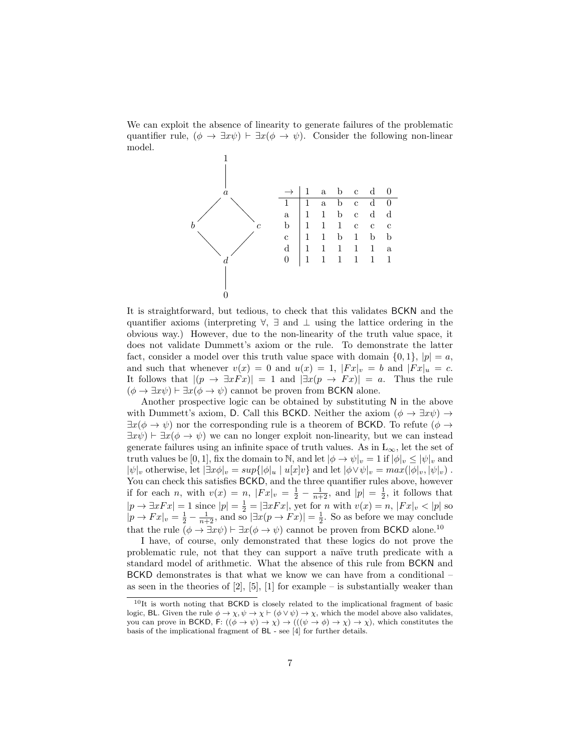We can exploit the absence of linearity to generate failures of the problematic quantifier rule, $(\phi \to \exists x\psi) \vdash \exists x(\phi \to \psi)$. Consider the following non-linear model.

| $\to$ | 1 | a | b | c | d | 0 |
|---|---|---|---|---|---|---|
| 1 | 1 | a | b | c | d | 0 |
| a | 1 | 1 | b | c | d | d |
| b | 1 | 1 | 1 | c | c | c |
| c | 1 | 1 | b | 1 | b | b |
| d | 1 | 1 | 1 | 1 | 1 | a |
| 0 | 1 | 1 | 1 | 1 | 1 | 1 |

It is straightforward, but tedious, to check that this validates BCKN and the quantifier axioms (interpreting $\forall$, $\exists$ and $\bot$ using the lattice ordering in the obvious way.) However, due to the non-linearity of the truth value space, it does not validate Dummett's axiom or the rule. To demonstrate the latter fact, consider a model over this truth value space with domain $\{0, 1\}$, $|p| = a$, and such that whenever $v(x) = 0$ and $u(x) = 1$, $|Fx|_v = b$ and $|Fx|_u = c$. It follows that $|(p \to \exists xFx)| = 1$ and $|\exists x(p \to Fx)| = a$. Thus the rule $(\phi \to \exists x\psi) \vdash \exists x(\phi \to \psi)$ cannot be proven from BCKN alone.

Another prospective logic can be obtained by substituting N in the above with Dummett's axiom, D. Call this BCKD. Neither the axiom $(\phi \to \exists x\psi) \to \exists x(\phi \to \psi)$ nor the corresponding rule is a theorem of BCKD. To refute $(\phi \to \exists x\psi) \vdash \exists x(\phi \to \psi)$ we can no longer exploit non-linearity, but we can instead generate failures using an infinite space of truth values. As in Ł$_\infty$, let the set of truth values be $[0, 1]$, fix the domain to $\mathbb{N}$, and let $|\phi \to \psi|_v = 1$ if $|\phi|_v \leq |\psi|_v$ and $|\psi|_v$ otherwise, let $|\exists x\phi|_v = sup\{|\phi|_u \mid u[x]v\}$ and let $|\phi \vee \psi|_v = max(|\phi|_v, |\psi|_v)$ . You can check this satisfies BCKD, and the three quantifier rules above, however if for each $n$, with $v(x) = n$, $|Fx|_v = \frac{1}{2} - \frac{1}{n+2}$, and $|p| = \frac{1}{2}$, it follows that $|p \to \exists xFx| = 1$ since $|p| = \frac{1}{2} = |\exists xFx|$, yet for $n$ with $v(x) = n$, $|Fx|_v < |p|$ so $|p \to Fx|_v = \frac{1}{2} - \frac{1}{n+2}$, and so $|\exists x(p \to Fx)| = \frac{1}{2}$. So as before we may conclude that the rule $(\phi \to \exists x\psi) \vdash \exists x(\phi \to \psi)$ cannot be proven from BCKD alone.[10]

I have, of course, only demonstrated that these logics do not prove the problematic rule, not that they can support a naïve truth predicate with a standard model of arithmetic. What the absence of this rule from BCKN and BCKD demonstrates is that what we know we can have from a conditional – as seen in the theories of [2], [5], [1] for example – is substantially weaker than

[10] It is worth noting that BCKD is closely related to the implicational fragment of basic logic, BL. Given the rule $\phi \to \chi, \psi \to \chi \vdash (\phi \vee \psi) \to \chi$, which the model above also validates, you can prove in BCKD, F: $((\phi \to \psi) \to \chi) \to (((\psi \to \phi) \to \chi) \to \chi)$, which constitutes the basis of the implicational fragment of BL - see [4] for further details.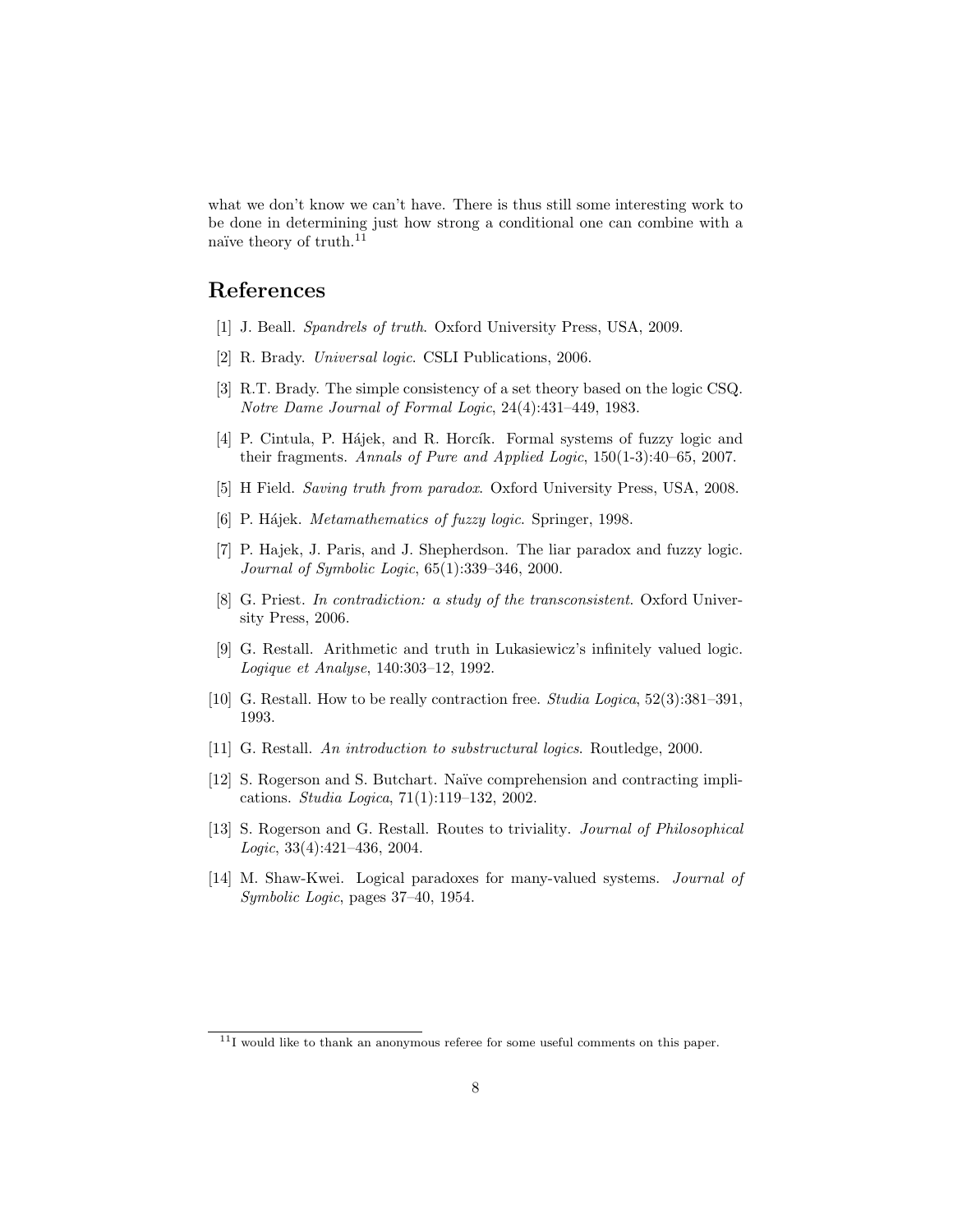what we don't know we can't have. There is thus still some interesting work to be done in determining just how strong a conditional one can combine with a naïve theory of truth.[11]

## References

[1] J. Beall. *Spandrels of truth*. Oxford University Press, USA, 2009.

[2] R. Brady. *Universal logic*. CSLI Publications, 2006.

[3] R.T. Brady. The simple consistency of a set theory based on the logic CSQ. *Notre Dame Journal of Formal Logic*, 24(4):431–449, 1983.

[4] P. Cintula, P. Hájek, and R. Horcík. Formal systems of fuzzy logic and their fragments. *Annals of Pure and Applied Logic*, 150(1-3):40–65, 2007.

[5] H Field. *Saving truth from paradox*. Oxford University Press, USA, 2008.

[6] P. Hájek. *Metamathematics of fuzzy logic*. Springer, 1998.

[7] P. Hajek, J. Paris, and J. Shepherdson. The liar paradox and fuzzy logic. *Journal of Symbolic Logic*, 65(1):339–346, 2000.

[8] G. Priest. *In contradiction: a study of the transconsistent*. Oxford University Press, 2006.

[9] G. Restall. Arithmetic and truth in Lukasiewicz's infinitely valued logic. *Logique et Analyse*, 140:303–12, 1992.

[10] G. Restall. How to be really contraction free. *Studia Logica*, 52(3):381–391, 1993.

[11] G. Restall. *An introduction to substructural logics*. Routledge, 2000.

[12] S. Rogerson and S. Butchart. Naïve comprehension and contracting implications. *Studia Logica*, 71(1):119–132, 2002.

[13] S. Rogerson and G. Restall. Routes to triviality. *Journal of Philosophical Logic*, 33(4):421–436, 2004.

[14] M. Shaw-Kwei. Logical paradoxes for many-valued systems. *Journal of Symbolic Logic*, pages 37–40, 1954.

[11] I would like to thank an anonymous referee for some useful comments on this paper.